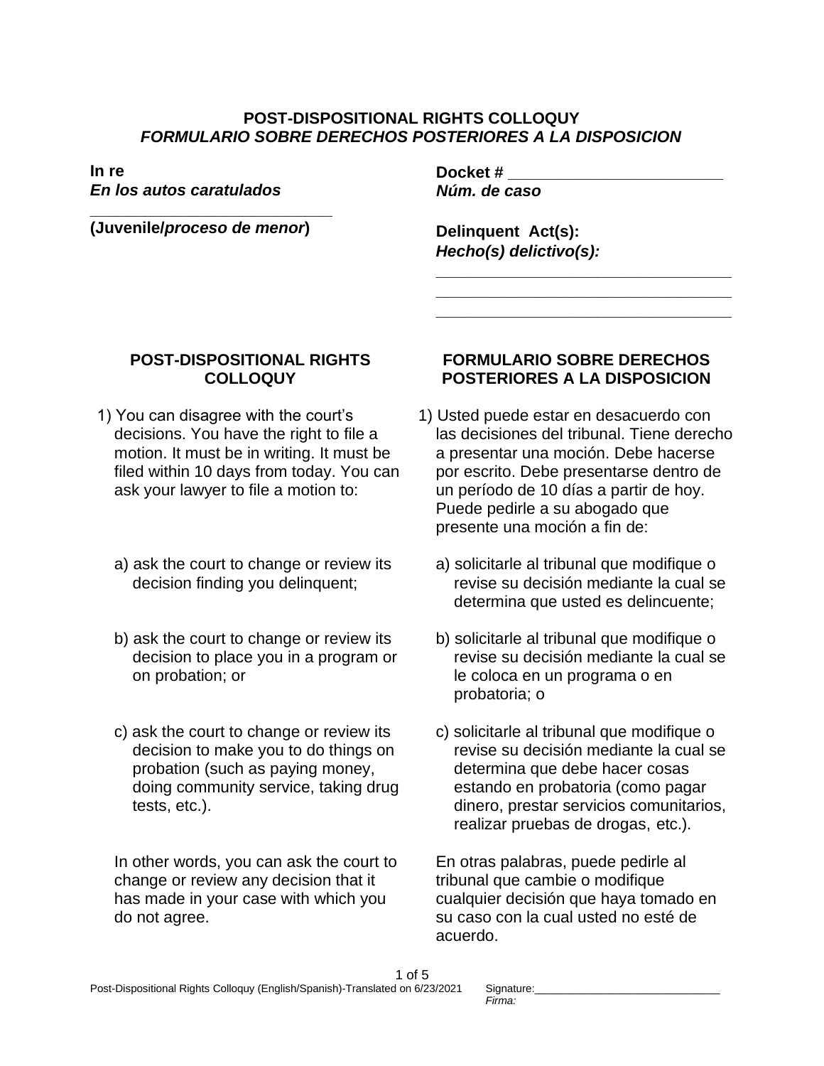# POST-DISPOSITIONAL RIGHTS COLLOQUY
## *FORMULARIO SOBRE DERECHOS POSTERIORES A LA DISPOSICION*

**In re**
***En los autos caratulados***

\_\_\_\_\_\_\_\_\_\_\_\_\_\_\_\_\_\_\_\_\_\_\_\_\_\_\_\_\_\_
**(Juvenile/*proceso de menor*)**

**Docket #** \_\_\_\_\_\_\_\_\_\_\_\_\_\_\_\_\_\_\_\_\_\_\_\_\_\_
***Núm. de caso***

**Delinquent Act(s):**
***Hecho(s) delictivo(s):***

\_\_\_\_\_\_\_\_\_\_\_\_\_\_\_\_\_\_\_\_\_\_\_\_\_\_\_\_\_\_\_\_\_\_\_\_
\_\_\_\_\_\_\_\_\_\_\_\_\_\_\_\_\_\_\_\_\_\_\_\_\_\_\_\_\_\_\_\_\_\_\_\_
\_\_\_\_\_\_\_\_\_\_\_\_\_\_\_\_\_\_\_\_\_\_\_\_\_\_\_\_\_\_\_\_\_\_\_\_

### POST-DISPOSITIONAL RIGHTS COLLOQUY

1) You can disagree with the court's decisions. You have the right to file a motion. It must be in writing. It must be filed within 10 days from today. You can ask your lawyer to file a motion to:

   a) ask the court to change or review its decision finding you delinquent;

   b) ask the court to change or review its decision to place you in a program or on probation; or

   c) ask the court to change or review its decision to make you to do things on probation (such as paying money, doing community service, taking drug tests, etc.).

   In other words, you can ask the court to change or review any decision that it has made in your case with which you do not agree.

### FORMULARIO SOBRE DERECHOS POSTERIORES A LA DISPOSICION

1) Usted puede estar en desacuerdo con las decisiones del tribunal. Tiene derecho a presentar una moción. Debe hacerse por escrito. Debe presentarse dentro de un período de 10 días a partir de hoy. Puede pedirle a su abogado que presente una moción a fin de:

   a) solicitarle al tribunal que modifique o revise su decisión mediante la cual se determina que usted es delincuente;

   b) solicitarle al tribunal que modifique o revise su decisión mediante la cual se le coloca en un programa o en probatoria; o

   c) solicitarle al tribunal que modifique o revise su decisión mediante la cual se determina que debe hacer cosas estando en probatoria (como pagar dinero, prestar servicios comunitarios, realizar pruebas de drogas, etc.).

   En otras palabras, puede pedirle al tribunal que cambie o modifique cualquier decisión que haya tomado en su caso con la cual usted no esté de acuerdo.

Signature:\_\_\_\_\_\_\_\_\_\_\_\_\_\_\_\_\_\_\_\_\_\_\_\_\_\_\_\_\_\_
*Firma:*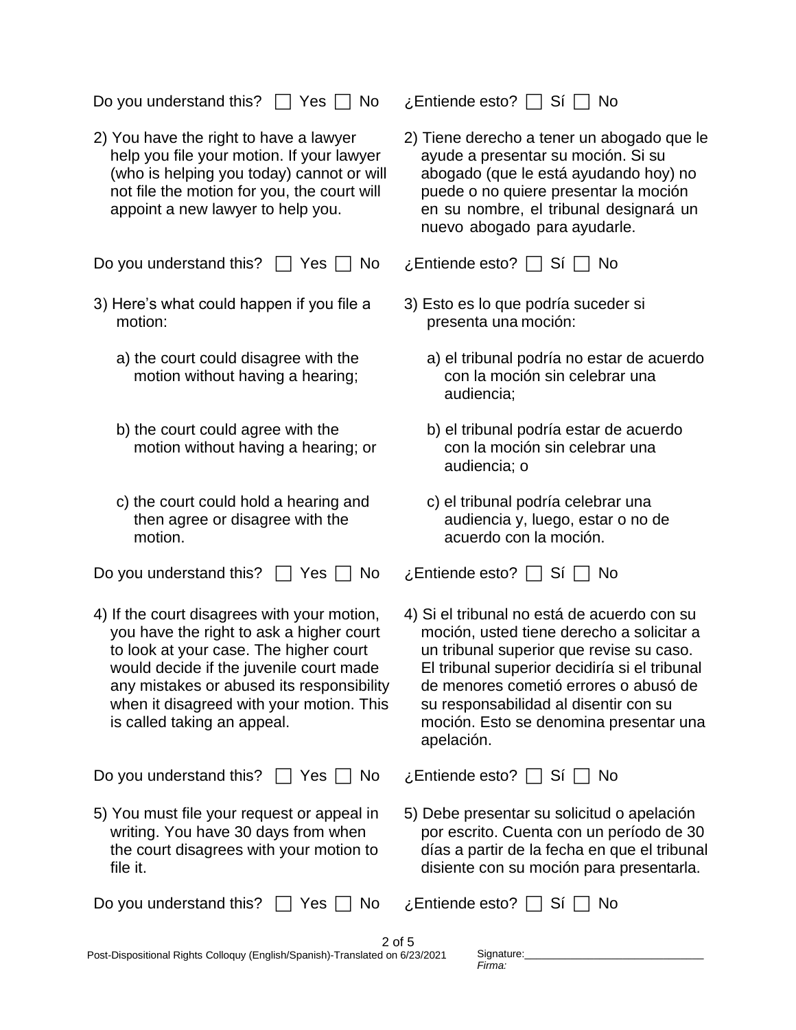Do you understand this? ☐ Yes ☐ No

¿Entiende esto? ☐ Sí ☐ No

2) You have the right to have a lawyer help you file your motion. If your lawyer (who is helping you today) cannot or will not file the motion for you, the court will appoint a new lawyer to help you.

2) Tiene derecho a tener un abogado que le ayude a presentar su moción. Si su abogado (que le está ayudando hoy) no puede o no quiere presentar la moción en su nombre, el tribunal designará un nuevo abogado para ayudarle.

Do you understand this? ☐ Yes ☐ No

¿Entiende esto? ☐ Sí ☐ No

3) Here's what could happen if you file a motion:

a) the court could disagree with the motion without having a hearing;

b) the court could agree with the motion without having a hearing; or

c) the court could hold a hearing and then agree or disagree with the motion.

3) Esto es lo que podría suceder si presenta una moción:

a) el tribunal podría no estar de acuerdo con la moción sin celebrar una audiencia;

b) el tribunal podría estar de acuerdo con la moción sin celebrar una audiencia; o

c) el tribunal podría celebrar una audiencia y, luego, estar o no de acuerdo con la moción.

Do you understand this? ☐ Yes ☐ No

¿Entiende esto? ☐ Sí ☐ No

4) If the court disagrees with your motion, you have the right to ask a higher court to look at your case. The higher court would decide if the juvenile court made any mistakes or abused its responsibility when it disagreed with your motion. This is called taking an appeal.

4) Si el tribunal no está de acuerdo con su moción, usted tiene derecho a solicitar a un tribunal superior que revise su caso. El tribunal superior decidiría si el tribunal de menores cometió errores o abusó de su responsabilidad al disentir con su moción. Esto se denomina presentar una apelación.

Do you understand this? ☐ Yes ☐ No

¿Entiende esto? ☐ Sí ☐ No

5) You must file your request or appeal in writing. You have 30 days from when the court disagrees with your motion to file it.

5) Debe presentar su solicitud o apelación por escrito. Cuenta con un período de 30 días a partir de la fecha en que el tribunal disiente con su moción para presentarla.

Do you understand this? ☐ Yes ☐ No

¿Entiende esto? ☐ Sí ☐ No

Signature:______________________________
*Firma:*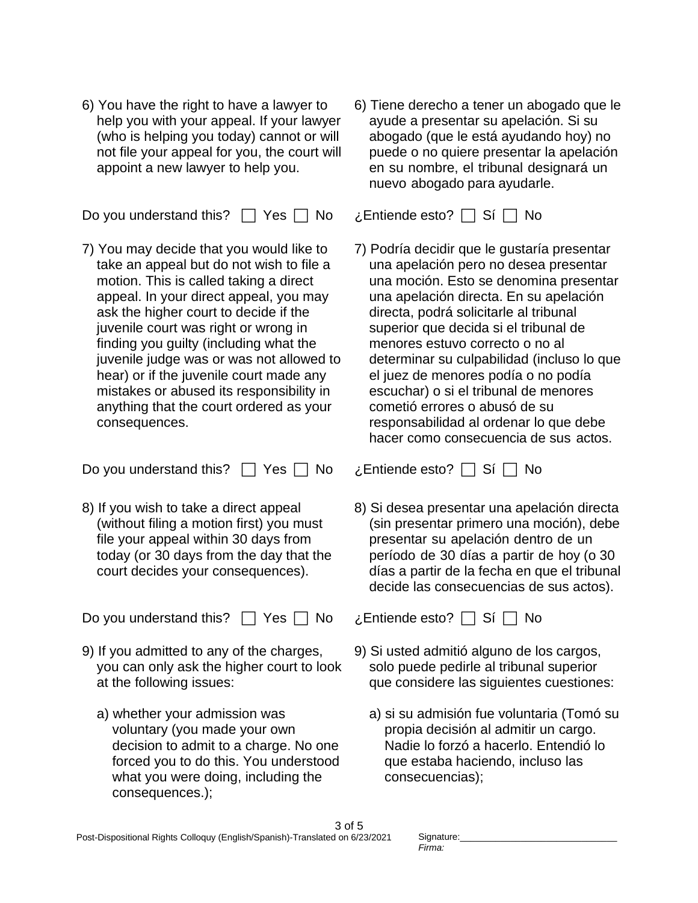6) You have the right to have a lawyer to help you with your appeal. If your lawyer (who is helping you today) cannot or will not file your appeal for you, the court will appoint a new lawyer to help you.

6) Tiene derecho a tener un abogado que le ayude a presentar su apelación. Si su abogado (que le está ayudando hoy) no puede o no quiere presentar la apelación en su nombre, el tribunal designará un nuevo abogado para ayudarle.

Do you understand this? ☐ Yes ☐ No

¿Entiende esto? ☐ Sí ☐ No

7) You may decide that you would like to take an appeal but do not wish to file a motion. This is called taking a direct appeal. In your direct appeal, you may ask the higher court to decide if the juvenile court was right or wrong in finding you guilty (including what the juvenile judge was or was not allowed to hear) or if the juvenile court made any mistakes or abused its responsibility in anything that the court ordered as your consequences.

7) Podría decidir que le gustaría presentar una apelación pero no desea presentar una moción. Esto se denomina presentar una apelación directa. En su apelación directa, podrá solicitarle al tribunal superior que decida si el tribunal de menores estuvo correcto o no al determinar su culpabilidad (incluso lo que el juez de menores podía o no podía escuchar) o si el tribunal de menores cometió errores o abusó de su responsabilidad al ordenar lo que debe hacer como consecuencia de sus actos.

Do you understand this? ☐ Yes ☐ No

¿Entiende esto? ☐ Sí ☐ No

8) If you wish to take a direct appeal (without filing a motion first) you must file your appeal within 30 days from today (or 30 days from the day that the court decides your consequences).

8) Si desea presentar una apelación directa (sin presentar primero una moción), debe presentar su apelación dentro de un período de 30 días a partir de hoy (o 30 días a partir de la fecha en que el tribunal decide las consecuencias de sus actos).

Do you understand this? ☐ Yes ☐ No

¿Entiende esto? ☐ Sí ☐ No

9) If you admitted to any of the charges, you can only ask the higher court to look at the following issues:

a) whether your admission was voluntary (you made your own decision to admit to a charge. No one forced you to do this. You understood what you were doing, including the consequences.);

9) Si usted admitió alguno de los cargos, solo puede pedirle al tribunal superior que considere las siguientes cuestiones:

a) si su admisión fue voluntaria (Tomó su propia decisión al admitir un cargo. Nadie lo forzó a hacerlo. Entendió lo que estaba haciendo, incluso las consecuencias);

Post-Dispositional Rights Colloquy (English/Spanish)-Translated on 6/23/2021

Signature:_____________________________
*Firma:*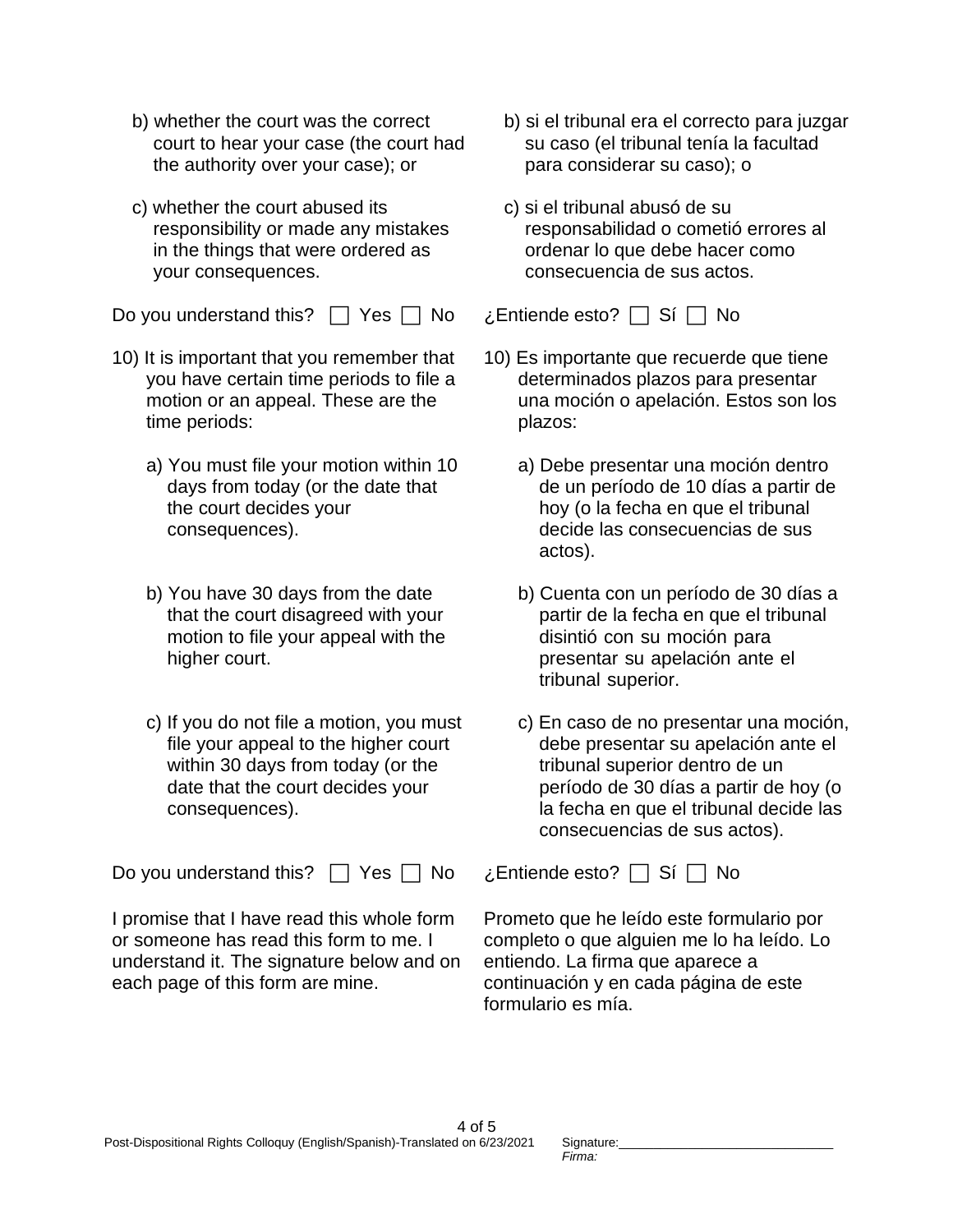b) whether the court was the correct court to hear your case (the court had the authority over your case); or

c) whether the court abused its responsibility or made any mistakes in the things that were ordered as your consequences.

Do you understand this? ☐ Yes ☐ No

10) It is important that you remember that you have certain time periods to file a motion or an appeal. These are the time periods:

a) You must file your motion within 10 days from today (or the date that the court decides your consequences).

b) You have 30 days from the date that the court disagreed with your motion to file your appeal with the higher court.

c) If you do not file a motion, you must file your appeal to the higher court within 30 days from today (or the date that the court decides your consequences).

Do you understand this? ☐ Yes ☐ No

I promise that I have read this whole form or someone has read this form to me. I understand it. The signature below and on each page of this form are mine.

b) si el tribunal era el correcto para juzgar su caso (el tribunal tenía la facultad para considerar su caso); o

c) si el tribunal abusó de su responsabilidad o cometió errores al ordenar lo que debe hacer como consecuencia de sus actos.

¿Entiende esto? ☐ Sí ☐ No

10) Es importante que recuerde que tiene determinados plazos para presentar una moción o apelación. Estos son los plazos:

a) Debe presentar una moción dentro de un período de 10 días a partir de hoy (o la fecha en que el tribunal decide las consecuencias de sus actos).

b) Cuenta con un período de 30 días a partir de la fecha en que el tribunal disintió con su moción para presentar su apelación ante el tribunal superior.

c) En caso de no presentar una moción, debe presentar su apelación ante el tribunal superior dentro de un período de 30 días a partir de hoy (o la fecha en que el tribunal decide las consecuencias de sus actos).

¿Entiende esto? ☐ Sí ☐ No

Prometo que he leído este formulario por completo o que alguien me lo ha leído. Lo entiendo. La firma que aparece a continuación y en cada página de este formulario es mía.

Signature:______________________________
*Firma:*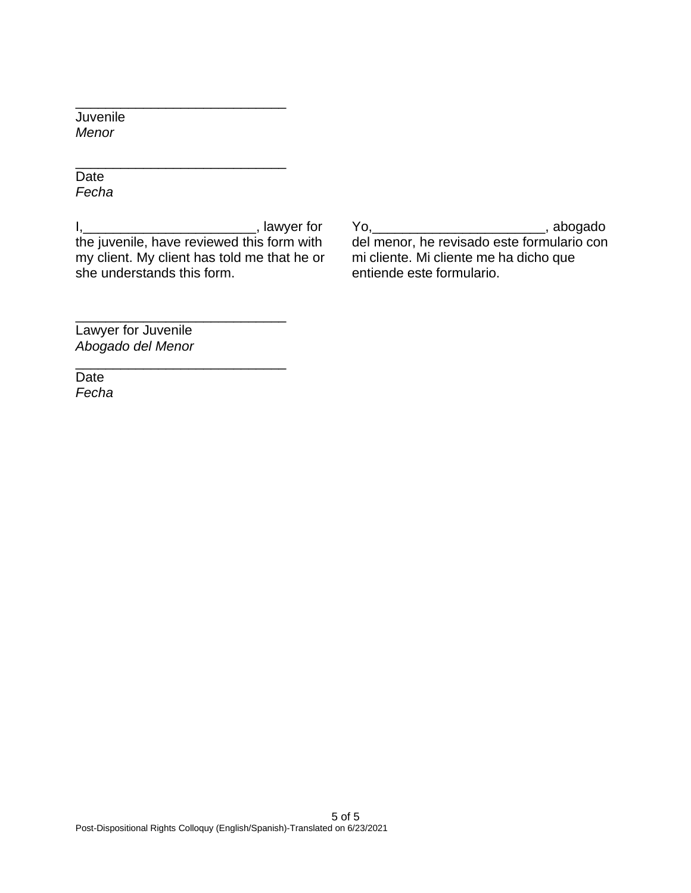\_\_\_\_\_\_\_\_\_\_\_\_\_\_\_\_\_\_\_\_\_\_\_\_\_\_\_\_

Juvenile
*Menor*

\_\_\_\_\_\_\_\_\_\_\_\_\_\_\_\_\_\_\_\_\_\_\_\_\_\_\_\_

Date
*Fecha*

I,\_\_\_\_\_\_\_\_\_\_\_\_\_\_\_\_\_\_\_\_\_\_\_, lawyer for the juvenile, have reviewed this form with my client. My client has told me that he or she understands this form.

Yo,\_\_\_\_\_\_\_\_\_\_\_\_\_\_\_\_\_\_\_\_\_\_\_, abogado del menor, he revisado este formulario con mi cliente. Mi cliente me ha dicho que entiende este formulario.

\_\_\_\_\_\_\_\_\_\_\_\_\_\_\_\_\_\_\_\_\_\_\_\_\_\_\_\_

Lawyer for Juvenile
*Abogado del Menor*

\_\_\_\_\_\_\_\_\_\_\_\_\_\_\_\_\_\_\_\_\_\_\_\_\_\_\_\_

Date
*Fecha*